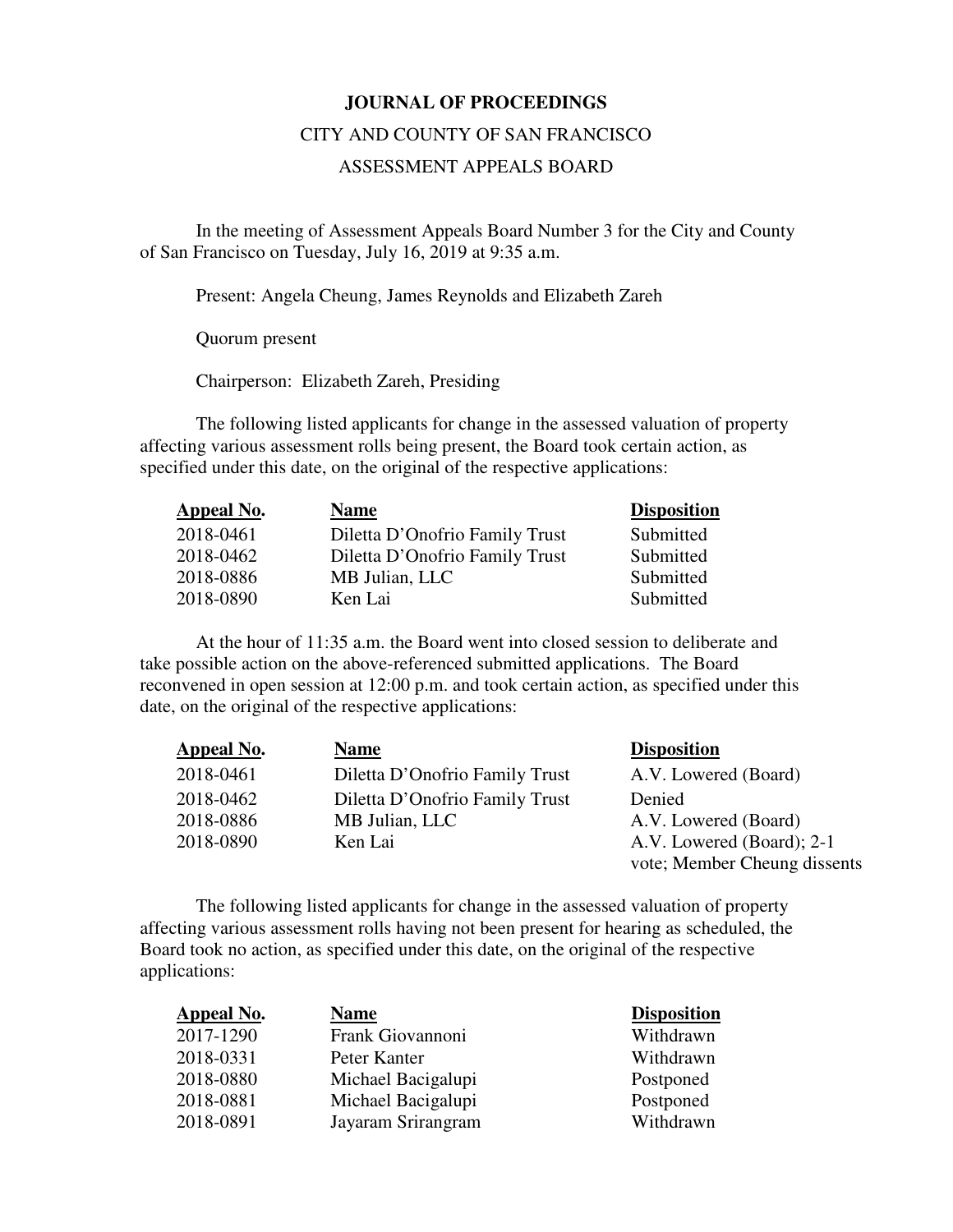**JOURNAL OF PROCEEDINGS**

CITY AND COUNTY OF SAN FRANCISCO

ASSESSMENT APPEALS BOARD

In the meeting of Assessment Appeals Board Number 3 for the City and County of San Francisco on Tuesday, July 16, 2019 at 9:35 a.m.

Present: Angela Cheung, James Reynolds and Elizabeth Zareh

Quorum present

Chairperson: Elizabeth Zareh, Presiding

The following listed applicants for change in the assessed valuation of property affecting various assessment rolls being present, the Board took certain action, as specified under this date, on the original of the respective applications:

| Appeal No. | Name | Disposition |
|---|---|---|
| 2018-0461 | Diletta D'Onofrio Family Trust | Submitted |
| 2018-0462 | Diletta D'Onofrio Family Trust | Submitted |
| 2018-0886 | MB Julian, LLC | Submitted |
| 2018-0890 | Ken Lai | Submitted |

At the hour of 11:35 a.m. the Board went into closed session to deliberate and take possible action on the above-referenced submitted applications. The Board reconvened in open session at 12:00 p.m. and took certain action, as specified under this date, on the original of the respective applications:

| Appeal No. | Name | Disposition |
|---|---|---|
| 2018-0461 | Diletta D'Onofrio Family Trust | A.V. Lowered (Board) |
| 2018-0462 | Diletta D'Onofrio Family Trust | Denied |
| 2018-0886 | MB Julian, LLC | A.V. Lowered (Board) |
| 2018-0890 | Ken Lai | A.V. Lowered (Board); 2-1 vote; Member Cheung dissents |

The following listed applicants for change in the assessed valuation of property affecting various assessment rolls having not been present for hearing as scheduled, the Board took no action, as specified under this date, on the original of the respective applications:

| Appeal No. | Name | Disposition |
|---|---|---|
| 2017-1290 | Frank Giovannoni | Withdrawn |
| 2018-0331 | Peter Kanter | Withdrawn |
| 2018-0880 | Michael Bacigalupi | Postponed |
| 2018-0881 | Michael Bacigalupi | Postponed |
| 2018-0891 | Jayaram Srirangram | Withdrawn |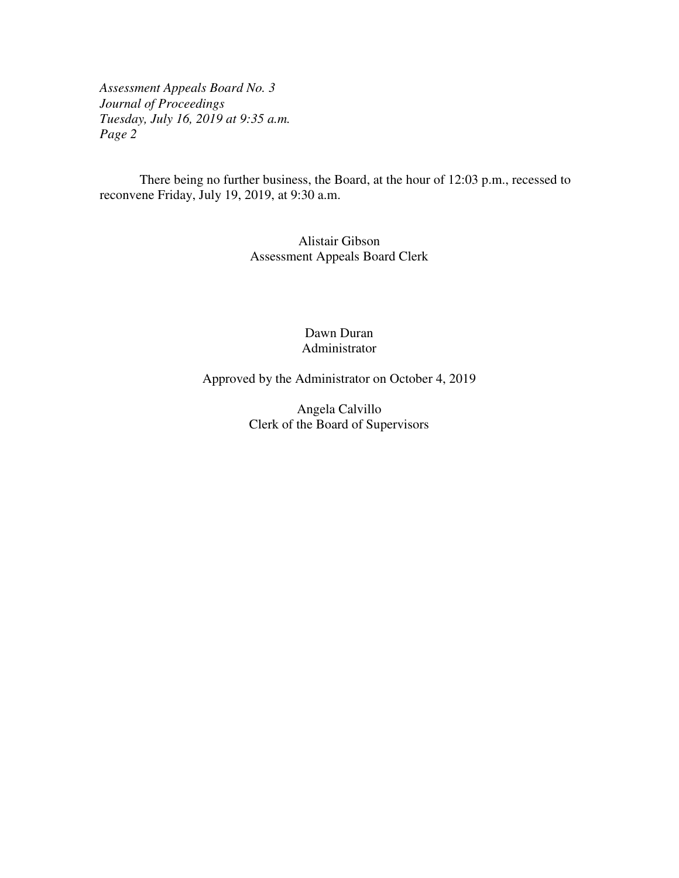There being no further business, the Board, at the hour of 12:03 p.m., recessed to reconvene Friday, July 19, 2019, at 9:30 a.m.

Alistair Gibson
Assessment Appeals Board Clerk

Dawn Duran
Administrator

Approved by the Administrator on October 4, 2019

Angela Calvillo
Clerk of the Board of Supervisors